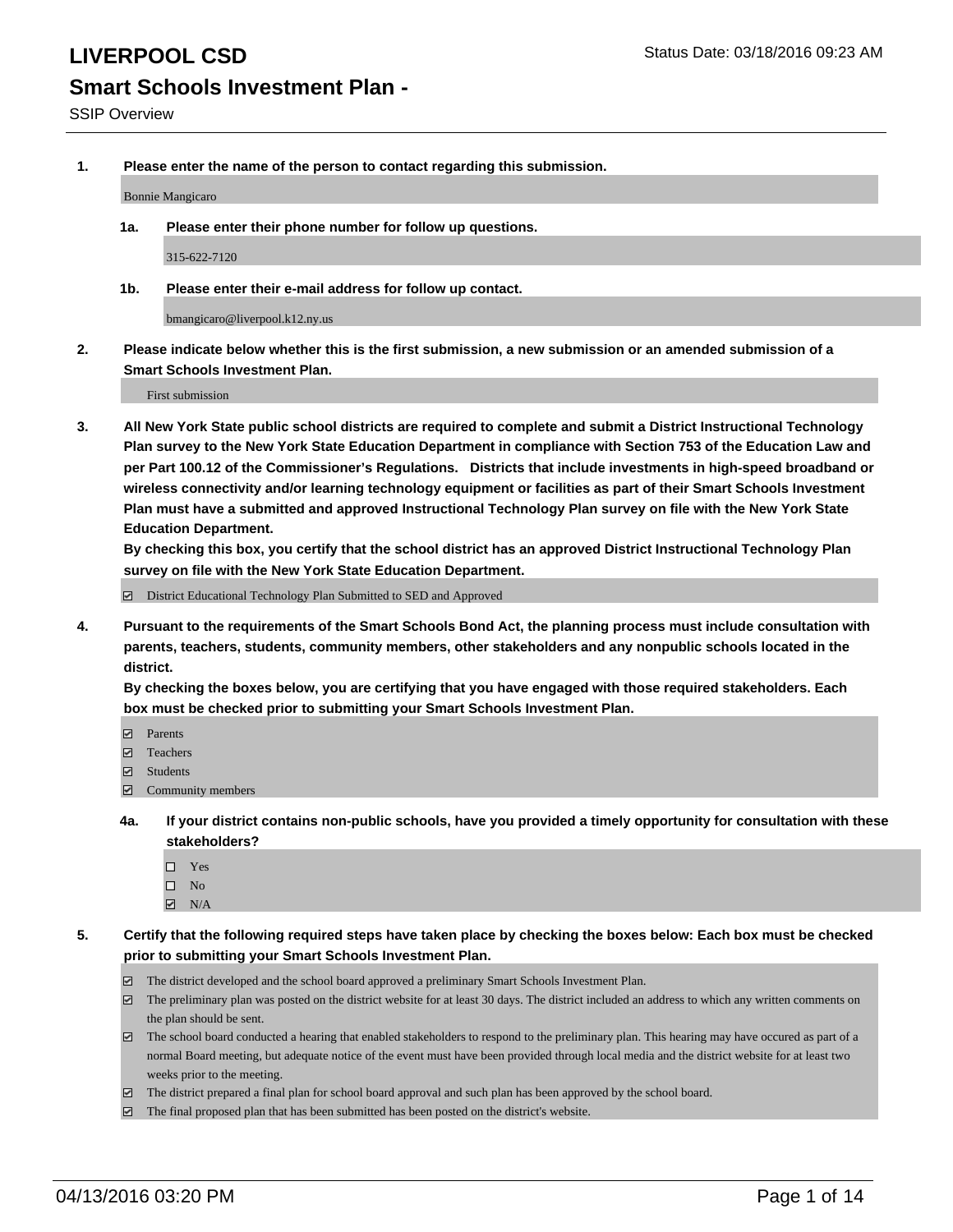# LIVERPOOL CSD

Status Date: 03/18/2016 09:23 AM

## Smart Schools Investment Plan -

SSIP Overview

**1. Please enter the name of the person to contact regarding this submission.**

Bonnie Mangicaro

**1a. Please enter their phone number for follow up questions.**

315-622-7120

**1b. Please enter their e-mail address for follow up contact.**

bmangicaro@liverpool.k12.ny.us

**2. Please indicate below whether this is the first submission, a new submission or an amended submission of a Smart Schools Investment Plan.**

First submission

**3. All New York State public school districts are required to complete and submit a District Instructional Technology Plan survey to the New York State Education Department in compliance with Section 753 of the Education Law and per Part 100.12 of the Commissioner's Regulations. Districts that include investments in high-speed broadband or wireless connectivity and/or learning technology equipment or facilities as part of their Smart Schools Investment Plan must have a submitted and approved Instructional Technology Plan survey on file with the New York State Education Department.**
**By checking this box, you certify that the school district has an approved District Instructional Technology Plan survey on file with the New York State Education Department.**

- ☑ District Educational Technology Plan Submitted to SED and Approved

**4. Pursuant to the requirements of the Smart Schools Bond Act, the planning process must include consultation with parents, teachers, students, community members, other stakeholders and any nonpublic schools located in the district.**
**By checking the boxes below, you are certifying that you have engaged with those required stakeholders. Each box must be checked prior to submitting your Smart Schools Investment Plan.**

- ☑ Parents
- ☑ Teachers
- ☑ Students
- ☑ Community members

**4a. If your district contains non-public schools, have you provided a timely opportunity for consultation with these stakeholders?**

- ☐ Yes
- ☐ No
- ☑ N/A

**5. Certify that the following required steps have taken place by checking the boxes below: Each box must be checked prior to submitting your Smart Schools Investment Plan.**

- ☑ The district developed and the school board approved a preliminary Smart Schools Investment Plan.
- ☑ The preliminary plan was posted on the district website for at least 30 days. The district included an address to which any written comments on the plan should be sent.
- ☑ The school board conducted a hearing that enabled stakeholders to respond to the preliminary plan. This hearing may have occured as part of a normal Board meeting, but adequate notice of the event must have been provided through local media and the district website for at least two weeks prior to the meeting.
- ☑ The district prepared a final plan for school board approval and such plan has been approved by the school board.
- ☑ The final proposed plan that has been submitted has been posted on the district's website.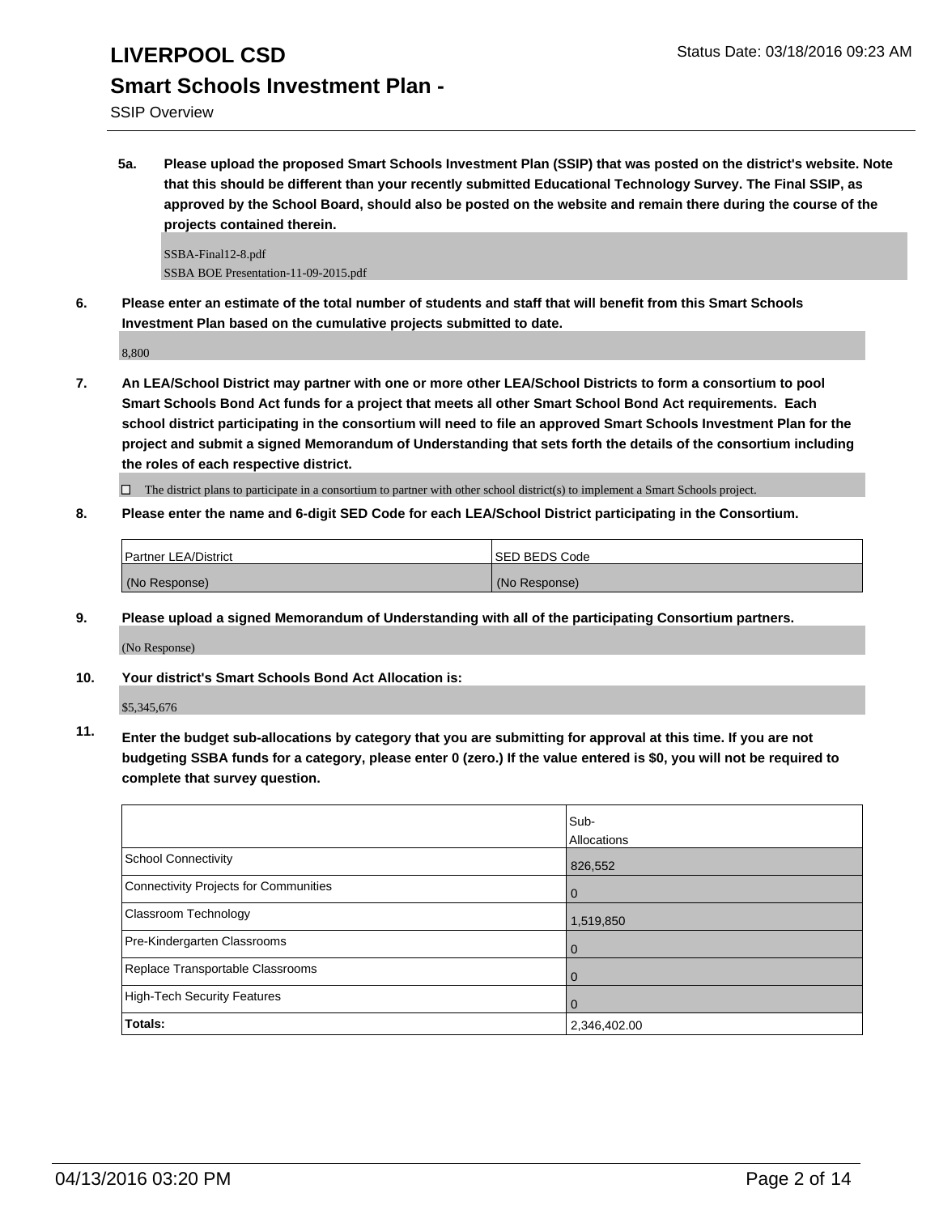# LIVERPOOL CSD

## Smart Schools Investment Plan -

SSIP Overview

**5a. Please upload the proposed Smart Schools Investment Plan (SSIP) that was posted on the district's website. Note that this should be different than your recently submitted Educational Technology Survey. The Final SSIP, as approved by the School Board, should also be posted on the website and remain there during the course of the projects contained therein.**

SSBA-Final12-8.pdf
SSBA BOE Presentation-11-09-2015.pdf

**6. Please enter an estimate of the total number of students and staff that will benefit from this Smart Schools Investment Plan based on the cumulative projects submitted to date.**

8,800

**7. An LEA/School District may partner with one or more other LEA/School Districts to form a consortium to pool Smart Schools Bond Act funds for a project that meets all other Smart School Bond Act requirements. Each school district participating in the consortium will need to file an approved Smart Schools Investment Plan for the project and submit a signed Memorandum of Understanding that sets forth the details of the consortium including the roles of each respective district.**

☐ The district plans to participate in a consortium to partner with other school district(s) to implement a Smart Schools project.

**8. Please enter the name and 6-digit SED Code for each LEA/School District participating in the Consortium.**

| Partner LEA/District | SED BEDS Code |
|---|---|
| (No Response) | (No Response) |

**9. Please upload a signed Memorandum of Understanding with all of the participating Consortium partners.**

(No Response)

**10. Your district's Smart Schools Bond Act Allocation is:**

$5,345,676

**11. Enter the budget sub-allocations by category that you are submitting for approval at this time. If you are not budgeting SSBA funds for a category, please enter 0 (zero.) If the value entered is $0, you will not be required to complete that survey question.**

| | Sub-Allocations |
|---|---|
| School Connectivity | 826,552 |
| Connectivity Projects for Communities | 0 |
| Classroom Technology | 1,519,850 |
| Pre-Kindergarten Classrooms | 0 |
| Replace Transportable Classrooms | 0 |
| High-Tech Security Features | 0 |
| **Totals:** | 2,346,402.00 |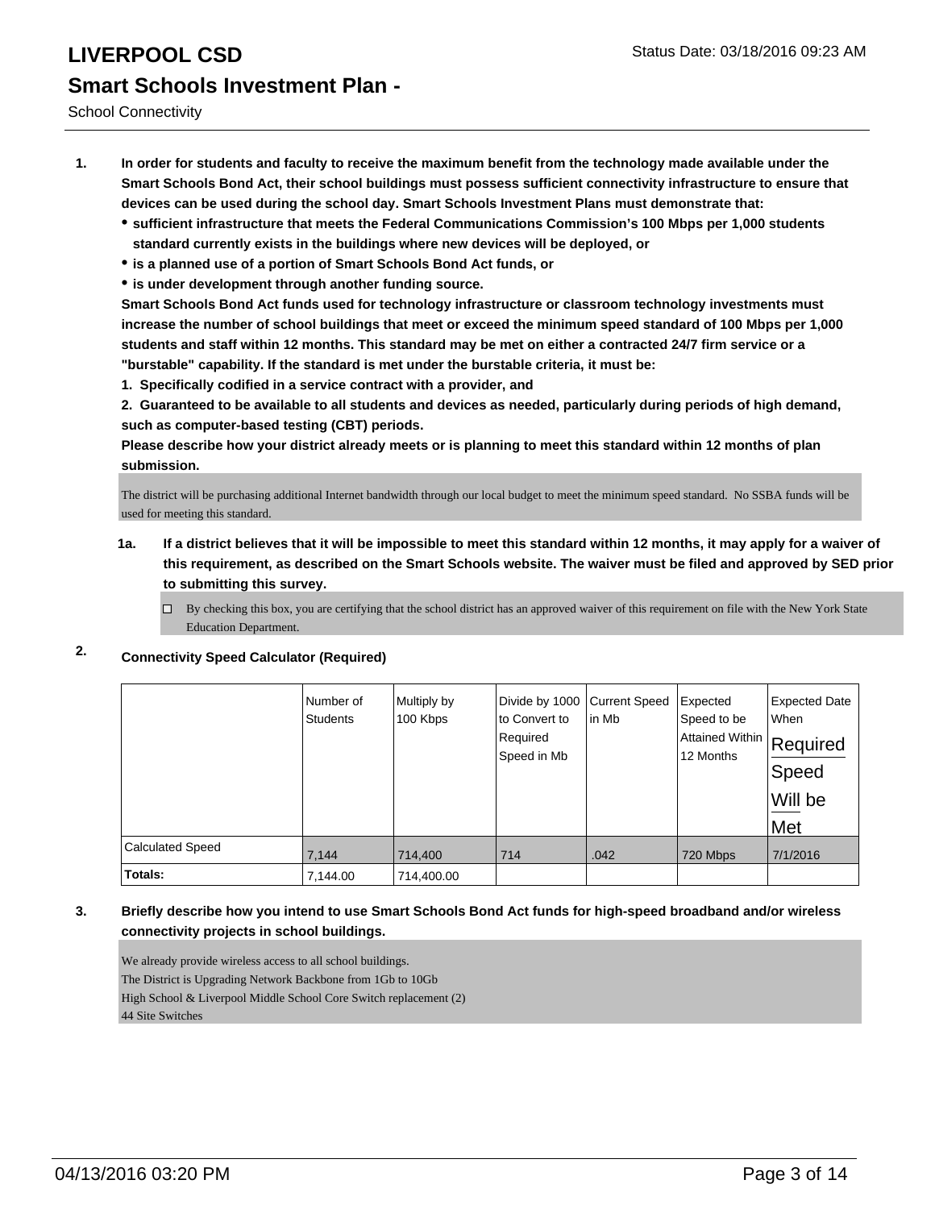# LIVERPOOL CSD

Status Date: 03/18/2016 09:23 AM

## Smart Schools Investment Plan -

School Connectivity

1. **In order for students and faculty to receive the maximum benefit from the technology made available under the Smart Schools Bond Act, their school buildings must possess sufficient connectivity infrastructure to ensure that devices can be used during the school day. Smart Schools Investment Plans must demonstrate that:**
   - **sufficient infrastructure that meets the Federal Communications Commission's 100 Mbps per 1,000 students standard currently exists in the buildings where new devices will be deployed, or**
   - **is a planned use of a portion of Smart Schools Bond Act funds, or**
   - **is under development through another funding source.**

   **Smart Schools Bond Act funds used for technology infrastructure or classroom technology investments must increase the number of school buildings that meet or exceed the minimum speed standard of 100 Mbps per 1,000 students and staff within 12 months. This standard may be met on either a contracted 24/7 firm service or a "burstable" capability. If the standard is met under the burstable criteria, it must be:**

   **1. Specifically codified in a service contract with a provider, and**

   **2. Guaranteed to be available to all students and devices as needed, particularly during periods of high demand, such as computer-based testing (CBT) periods.**

   **Please describe how your district already meets or is planning to meet this standard within 12 months of plan submission.**

   The district will be purchasing additional Internet bandwidth through our local budget to meet the minimum speed standard. No SSBA funds will be used for meeting this standard.

   **1a. If a district believes that it will be impossible to meet this standard within 12 months, it may apply for a waiver of this requirement, as described on the Smart Schools website. The waiver must be filed and approved by SED prior to submitting this survey.**

   ☐ By checking this box, you are certifying that the school district has an approved waiver of this requirement on file with the New York State Education Department.

2. **Connectivity Speed Calculator (Required)**

| | Number of Students | Multiply by 100 Kbps | Divide by 1000 to Convert to Required Speed in Mb | Current Speed in Mb | Expected Speed to be Attained Within 12 Months | Expected Date When Required Speed Will be Met |
|---|---|---|---|---|---|---|
| Calculated Speed | 7,144 | 714,400 | 714 | .042 | 720 Mbps | 7/1/2016 |
| **Totals:** | 7,144.00 | 714,400.00 | | | | |

3. **Briefly describe how you intend to use Smart Schools Bond Act funds for high-speed broadband and/or wireless connectivity projects in school buildings.**

   We already provide wireless access to all school buildings.
   The District is Upgrading Network Backbone from 1Gb to 10Gb
   High School & Liverpool Middle School Core Switch replacement (2)
   44 Site Switches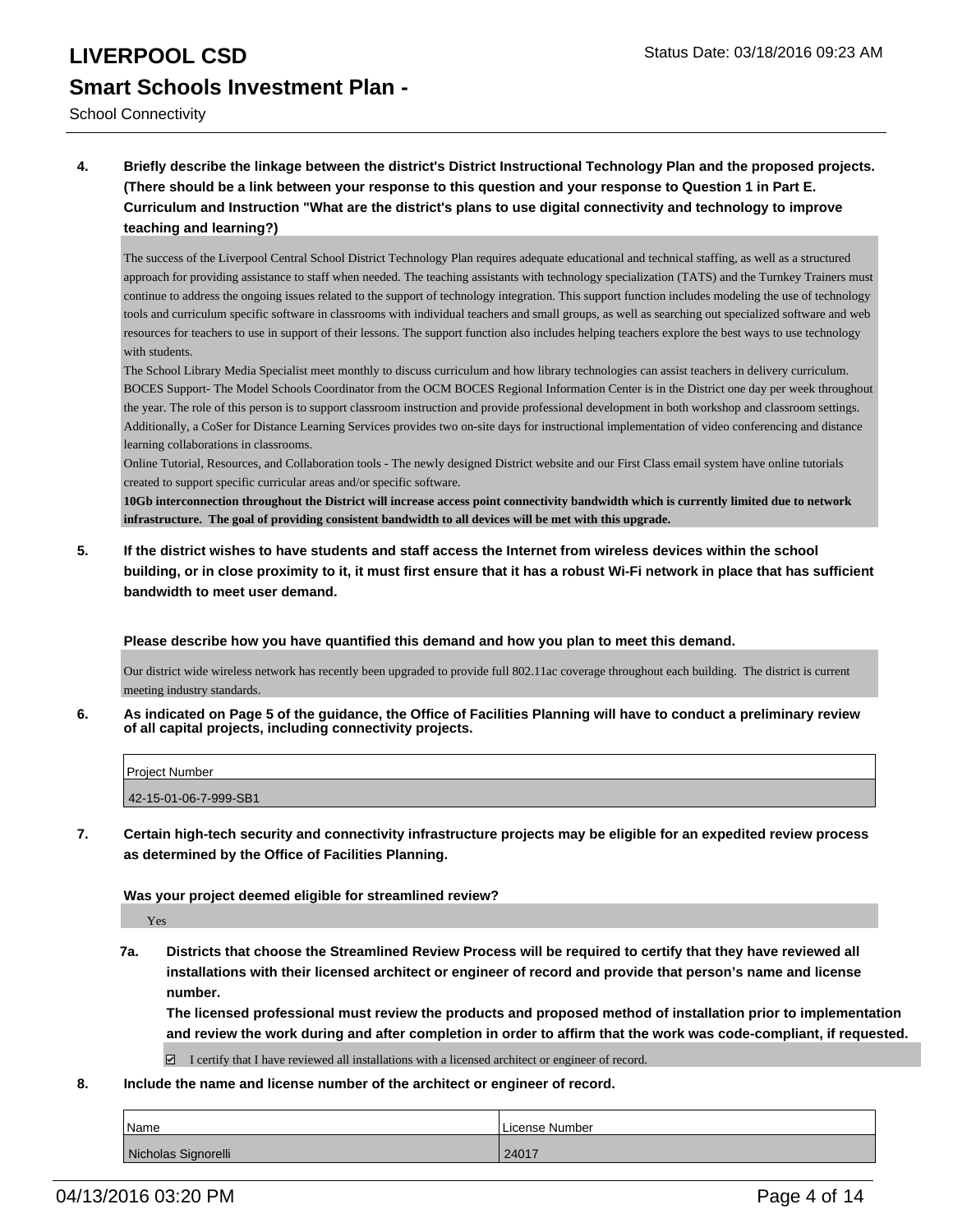# LIVERPOOL CSD

## Smart Schools Investment Plan -

School Connectivity

**4. Briefly describe the linkage between the district's District Instructional Technology Plan and the proposed projects. (There should be a link between your response to this question and your response to Question 1 in Part E. Curriculum and Instruction "What are the district's plans to use digital connectivity and technology to improve teaching and learning?)**

The success of the Liverpool Central School District Technology Plan requires adequate educational and technical staffing, as well as a structured approach for providing assistance to staff when needed. The teaching assistants with technology specialization (TATS) and the Turnkey Trainers must continue to address the ongoing issues related to the support of technology integration. This support function includes modeling the use of technology tools and curriculum specific software in classrooms with individual teachers and small groups, as well as searching out specialized software and web resources for teachers to use in support of their lessons. The support function also includes helping teachers explore the best ways to use technology with students.

The School Library Media Specialist meet monthly to discuss curriculum and how library technologies can assist teachers in delivery curriculum.

BOCES Support- The Model Schools Coordinator from the OCM BOCES Regional Information Center is in the District one day per week throughout the year. The role of this person is to support classroom instruction and provide professional development in both workshop and classroom settings. Additionally, a CoSer for Distance Learning Services provides two on-site days for instructional implementation of video conferencing and distance learning collaborations in classrooms.

Online Tutorial, Resources, and Collaboration tools - The newly designed District website and our First Class email system have online tutorials created to support specific curricular areas and/or specific software.

**10Gb interconnection throughout the District will increase access point connectivity bandwidth which is currently limited due to network infrastructure. The goal of providing consistent bandwidth to all devices will be met with this upgrade.**

**5. If the district wishes to have students and staff access the Internet from wireless devices within the school building, or in close proximity to it, it must first ensure that it has a robust Wi-Fi network in place that has sufficient bandwidth to meet user demand.**

**Please describe how you have quantified this demand and how you plan to meet this demand.**

Our district wide wireless network has recently been upgraded to provide full 802.11ac coverage throughout each building. The district is current meeting industry standards.

**6. As indicated on Page 5 of the guidance, the Office of Facilities Planning will have to conduct a preliminary review of all capital projects, including connectivity projects.**

| Project Number |
| --- |
| 42-15-01-06-7-999-SB1 |

**7. Certain high-tech security and connectivity infrastructure projects may be eligible for an expedited review process as determined by the Office of Facilities Planning.**

**Was your project deemed eligible for streamlined review?**

Yes

**7a. Districts that choose the Streamlined Review Process will be required to certify that they have reviewed all installations with their licensed architect or engineer of record and provide that person's name and license number.**

**The licensed professional must review the products and proposed method of installation prior to implementation and review the work during and after completion in order to affirm that the work was code-compliant, if requested.**

☑ I certify that I have reviewed all installations with a licensed architect or engineer of record.

**8. Include the name and license number of the architect or engineer of record.**

| Name | License Number |
| --- | --- |
| Nicholas Signorelli | 24017 |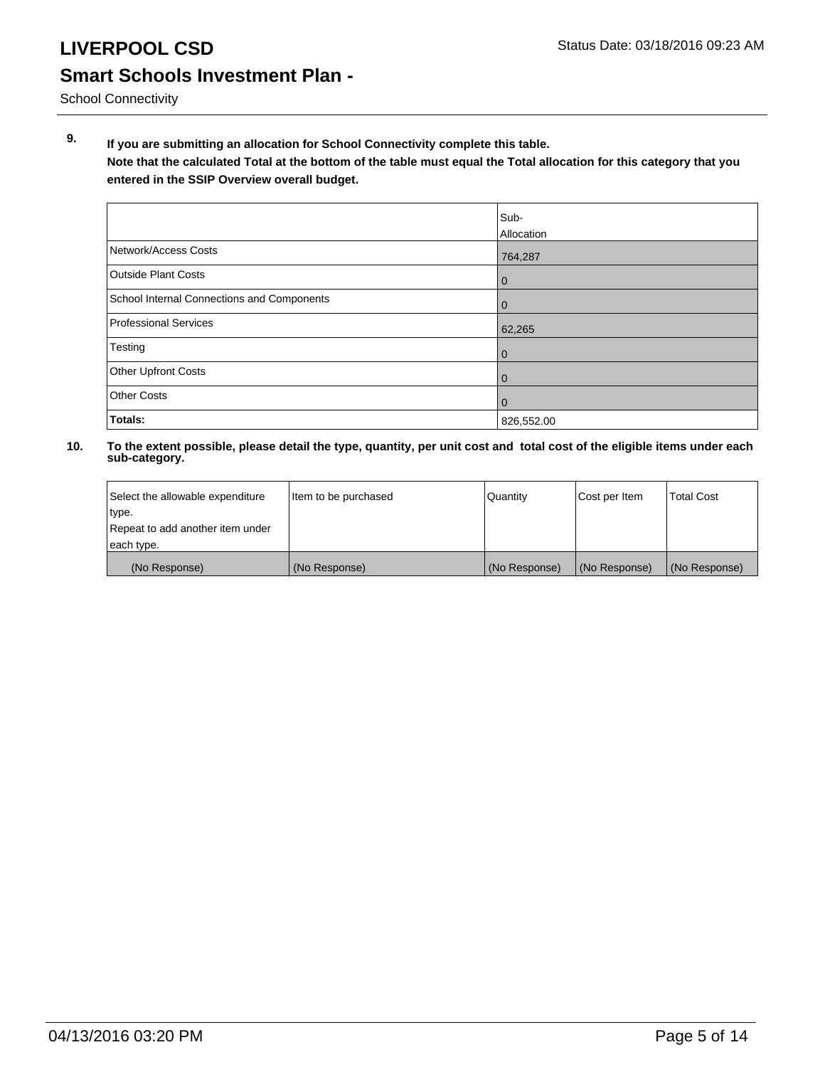# LIVERPOOL CSD

Status Date: 03/18/2016 09:23 AM

## Smart Schools Investment Plan -

School Connectivity

**9. If you are submitting an allocation for School Connectivity complete this table.**
**Note that the calculated Total at the bottom of the table must equal the Total allocation for this category that you entered in the SSIP Overview overall budget.**

| | Sub-Allocation |
|---|---|
| Network/Access Costs | 764,287 |
| Outside Plant Costs | 0 |
| School Internal Connections and Components | 0 |
| Professional Services | 62,265 |
| Testing | 0 |
| Other Upfront Costs | 0 |
| Other Costs | 0 |
| **Totals:** | 826,552.00 |

**10. To the extent possible, please detail the type, quantity, per unit cost and total cost of the eligible items under each sub-category.**

| Select the allowable expenditure type. Repeat to add another item under each type. | Item to be purchased | Quantity | Cost per Item | Total Cost |
|---|---|---|---|---|
| (No Response) | (No Response) | (No Response) | (No Response) | (No Response) |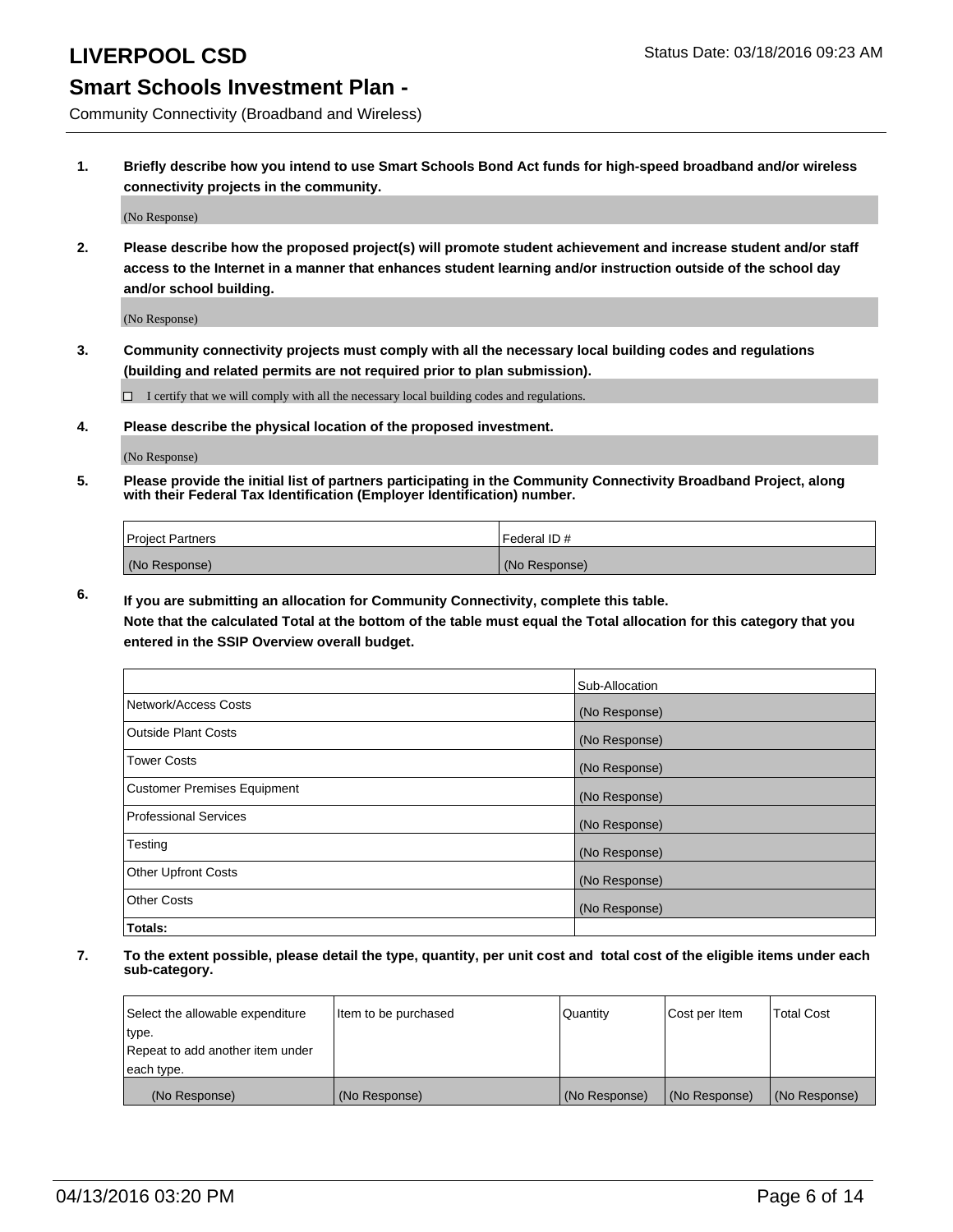# LIVERPOOL CSD

Status Date: 03/18/2016 09:23 AM

## Smart Schools Investment Plan -

Community Connectivity (Broadband and Wireless)

1. **Briefly describe how you intend to use Smart Schools Bond Act funds for high-speed broadband and/or wireless connectivity projects in the community.**

   (No Response)

2. **Please describe how the proposed project(s) will promote student achievement and increase student and/or staff access to the Internet in a manner that enhances student learning and/or instruction outside of the school day and/or school building.**

   (No Response)

3. **Community connectivity projects must comply with all the necessary local building codes and regulations (building and related permits are not required prior to plan submission).**

   ☐ I certify that we will comply with all the necessary local building codes and regulations.

4. **Please describe the physical location of the proposed investment.**

   (No Response)

5. **Please provide the initial list of partners participating in the Community Connectivity Broadband Project, along with their Federal Tax Identification (Employer Identification) number.**

| Project Partners | Federal ID # |
|---|---|
| (No Response) | (No Response) |

6. **If you are submitting an allocation for Community Connectivity, complete this table.**
   **Note that the calculated Total at the bottom of the table must equal the Total allocation for this category that you entered in the SSIP Overview overall budget.**

| | Sub-Allocation |
|---|---|
| Network/Access Costs | (No Response) |
| Outside Plant Costs | (No Response) |
| Tower Costs | (No Response) |
| Customer Premises Equipment | (No Response) |
| Professional Services | (No Response) |
| Testing | (No Response) |
| Other Upfront Costs | (No Response) |
| Other Costs | (No Response) |
| **Totals:** | |

7. **To the extent possible, please detail the type, quantity, per unit cost and total cost of the eligible items under each sub-category.**

| Select the allowable expenditure type. Repeat to add another item under each type. | Item to be purchased | Quantity | Cost per Item | Total Cost |
|---|---|---|---|---|
| (No Response) | (No Response) | (No Response) | (No Response) | (No Response) |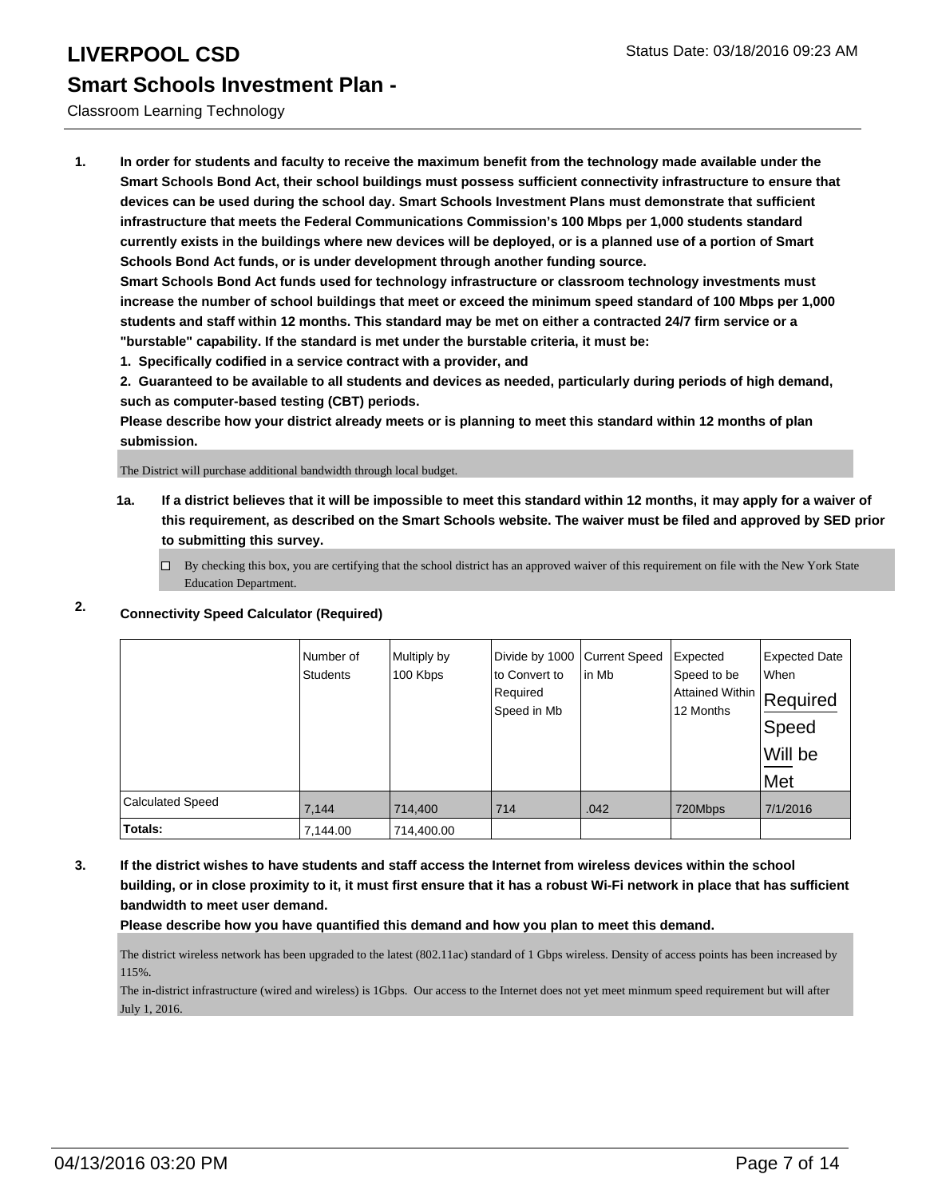# LIVERPOOL CSD

Status Date: 03/18/2016 09:23 AM

## Smart Schools Investment Plan -

Classroom Learning Technology

**1. In order for students and faculty to receive the maximum benefit from the technology made available under the Smart Schools Bond Act, their school buildings must possess sufficient connectivity infrastructure to ensure that devices can be used during the school day. Smart Schools Investment Plans must demonstrate that sufficient infrastructure that meets the Federal Communications Commission's 100 Mbps per 1,000 students standard currently exists in the buildings where new devices will be deployed, or is a planned use of a portion of Smart Schools Bond Act funds, or is under development through another funding source.**

**Smart Schools Bond Act funds used for technology infrastructure or classroom technology investments must increase the number of school buildings that meet or exceed the minimum speed standard of 100 Mbps per 1,000 students and staff within 12 months. This standard may be met on either a contracted 24/7 firm service or a "burstable" capability. If the standard is met under the burstable criteria, it must be:**

**1. Specifically codified in a service contract with a provider, and**

**2. Guaranteed to be available to all students and devices as needed, particularly during periods of high demand, such as computer-based testing (CBT) periods.**

**Please describe how your district already meets or is planning to meet this standard within 12 months of plan submission.**

The District will purchase additional bandwidth through local budget.

**1a. If a district believes that it will be impossible to meet this standard within 12 months, it may apply for a waiver of this requirement, as described on the Smart Schools website. The waiver must be filed and approved by SED prior to submitting this survey.**

☐ By checking this box, you are certifying that the school district has an approved waiver of this requirement on file with the New York State Education Department.

**2. Connectivity Speed Calculator (Required)**

| | Number of Students | Multiply by 100 Kbps | Divide by 1000 to Convert to Required Speed in Mb | Current Speed in Mb | Expected Speed to be Attained Within 12 Months | Expected Date When Required Speed Will be Met |
|---|---|---|---|---|---|---|
| Calculated Speed | 7,144 | 714,400 | 714 | .042 | 720Mbps | 7/1/2016 |
| **Totals:** | 7,144.00 | 714,400.00 | | | | |

**3. If the district wishes to have students and staff access the Internet from wireless devices within the school building, or in close proximity to it, it must first ensure that it has a robust Wi-Fi network in place that has sufficient bandwidth to meet user demand.**

**Please describe how you have quantified this demand and how you plan to meet this demand.**

The district wireless network has been upgraded to the latest (802.11ac) standard of 1 Gbps wireless. Density of access points has been increased by 115%.

The in-district infrastructure (wired and wireless) is 1Gbps. Our access to the Internet does not yet meet minmum speed requirement but will after July 1, 2016.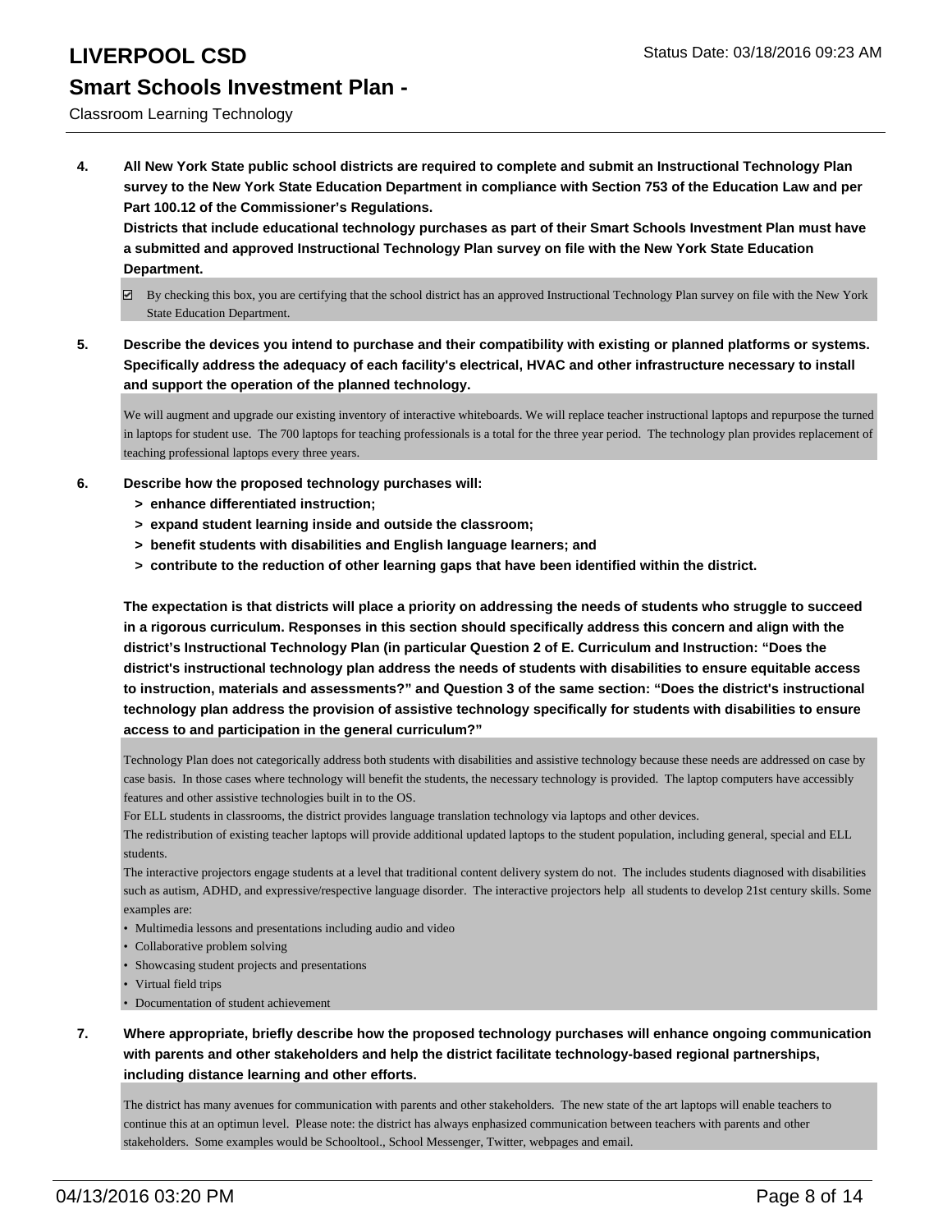**4. All New York State public school districts are required to complete and submit an Instructional Technology Plan survey to the New York State Education Department in compliance with Section 753 of the Education Law and per Part 100.12 of the Commissioner's Regulations.**

**Districts that include educational technology purchases as part of their Smart Schools Investment Plan must have a submitted and approved Instructional Technology Plan survey on file with the New York State Education Department.**

☑ By checking this box, you are certifying that the school district has an approved Instructional Technology Plan survey on file with the New York State Education Department.

**5. Describe the devices you intend to purchase and their compatibility with existing or planned platforms or systems. Specifically address the adequacy of each facility's electrical, HVAC and other infrastructure necessary to install and support the operation of the planned technology.**

We will augment and upgrade our existing inventory of interactive whiteboards. We will replace teacher instructional laptops and repurpose the turned in laptops for student use. The 700 laptops for teaching professionals is a total for the three year period. The technology plan provides replacement of teaching professional laptops every three years.

**6. Describe how the proposed technology purchases will:**

**> enhance differentiated instruction;**

**> expand student learning inside and outside the classroom;**

**> benefit students with disabilities and English language learners; and**

**> contribute to the reduction of other learning gaps that have been identified within the district.**

**The expectation is that districts will place a priority on addressing the needs of students who struggle to succeed in a rigorous curriculum. Responses in this section should specifically address this concern and align with the district's Instructional Technology Plan (in particular Question 2 of E. Curriculum and Instruction: "Does the district's instructional technology plan address the needs of students with disabilities to ensure equitable access to instruction, materials and assessments?" and Question 3 of the same section: "Does the district's instructional technology plan address the provision of assistive technology specifically for students with disabilities to ensure access to and participation in the general curriculum?"**

Technology Plan does not categorically address both students with disabilities and assistive technology because these needs are addressed on case by case basis. In those cases where technology will benefit the students, the necessary technology is provided. The laptop computers have accessibly features and other assistive technologies built in to the OS.

For ELL students in classrooms, the district provides language translation technology via laptops and other devices.

The redistribution of existing teacher laptops will provide additional updated laptops to the student population, including general, special and ELL students.

The interactive projectors engage students at a level that traditional content delivery system do not. The includes students diagnosed with disabilities such as autism, ADHD, and expressive/respective language disorder. The interactive projectors help all students to develop 21st century skills. Some examples are:

- Multimedia lessons and presentations including audio and video
- Collaborative problem solving
- Showcasing student projects and presentations
- Virtual field trips
- Documentation of student achievement

**7. Where appropriate, briefly describe how the proposed technology purchases will enhance ongoing communication with parents and other stakeholders and help the district facilitate technology-based regional partnerships, including distance learning and other efforts.**

The district has many avenues for communication with parents and other stakeholders. The new state of the art laptops will enable teachers to continue this at an optimun level. Please note: the district has always enphasized communication between teachers with parents and other stakeholders. Some examples would be Schooltool., School Messenger, Twitter, webpages and email.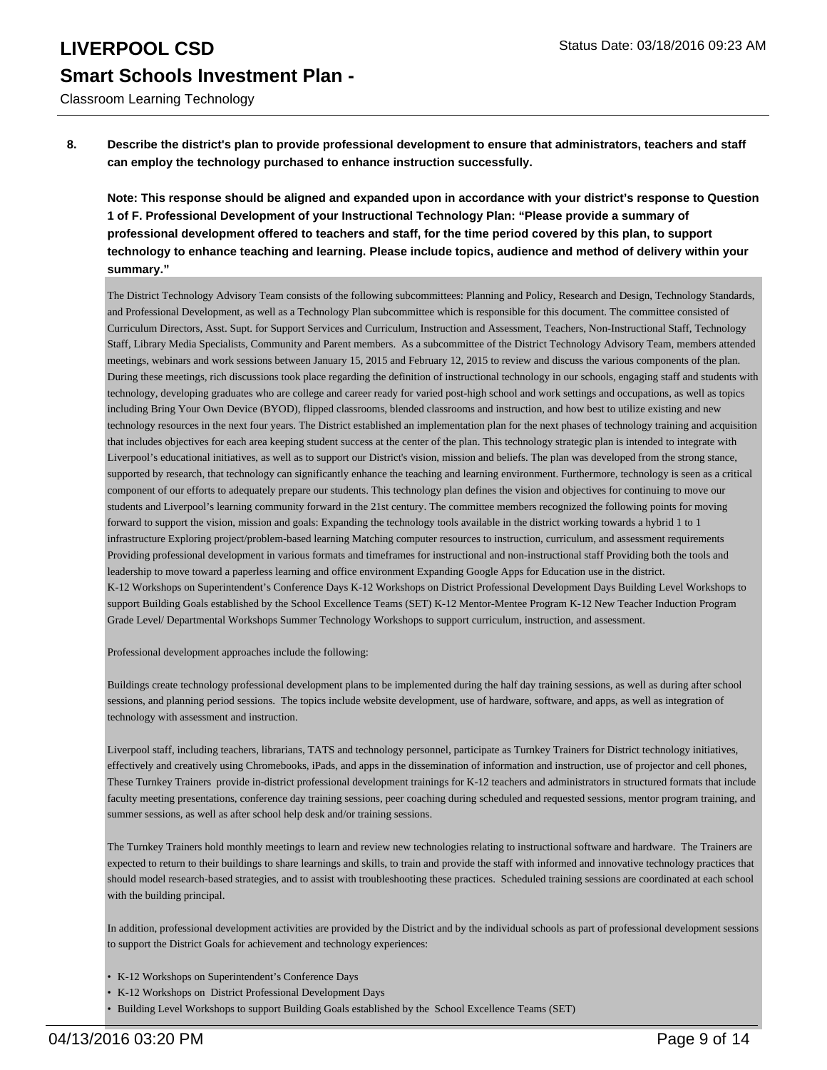**8. Describe the district's plan to provide professional development to ensure that administrators, teachers and staff can employ the technology purchased to enhance instruction successfully.**

**Note: This response should be aligned and expanded upon in accordance with your district's response to Question 1 of F. Professional Development of your Instructional Technology Plan: "Please provide a summary of professional development offered to teachers and staff, for the time period covered by this plan, to support technology to enhance teaching and learning. Please include topics, audience and method of delivery within your summary."**

The District Technology Advisory Team consists of the following subcommittees: Planning and Policy, Research and Design, Technology Standards, and Professional Development, as well as a Technology Plan subcommittee which is responsible for this document. The committee consisted of Curriculum Directors, Asst. Supt. for Support Services and Curriculum, Instruction and Assessment, Teachers, Non-Instructional Staff, Technology Staff, Library Media Specialists, Community and Parent members. As a subcommittee of the District Technology Advisory Team, members attended meetings, webinars and work sessions between January 15, 2015 and February 12, 2015 to review and discuss the various components of the plan. During these meetings, rich discussions took place regarding the definition of instructional technology in our schools, engaging staff and students with technology, developing graduates who are college and career ready for varied post-high school and work settings and occupations, as well as topics including Bring Your Own Device (BYOD), flipped classrooms, blended classrooms and instruction, and how best to utilize existing and new technology resources in the next four years. The District established an implementation plan for the next phases of technology training and acquisition that includes objectives for each area keeping student success at the center of the plan. This technology strategic plan is intended to integrate with Liverpool's educational initiatives, as well as to support our District's vision, mission and beliefs. The plan was developed from the strong stance, supported by research, that technology can significantly enhance the teaching and learning environment. Furthermore, technology is seen as a critical component of our efforts to adequately prepare our students. This technology plan defines the vision and objectives for continuing to move our students and Liverpool's learning community forward in the 21st century. The committee members recognized the following points for moving forward to support the vision, mission and goals: Expanding the technology tools available in the district working towards a hybrid 1 to 1 infrastructure Exploring project/problem-based learning Matching computer resources to instruction, curriculum, and assessment requirements Providing professional development in various formats and timeframes for instructional and non-instructional staff Providing both the tools and leadership to move toward a paperless learning and office environment Expanding Google Apps for Education use in the district.
K-12 Workshops on Superintendent's Conference Days K-12 Workshops on District Professional Development Days Building Level Workshops to support Building Goals established by the School Excellence Teams (SET) K-12 Mentor-Mentee Program K-12 New Teacher Induction Program Grade Level/ Departmental Workshops Summer Technology Workshops to support curriculum, instruction, and assessment.

Professional development approaches include the following:

Buildings create technology professional development plans to be implemented during the half day training sessions, as well as during after school sessions, and planning period sessions. The topics include website development, use of hardware, software, and apps, as well as integration of technology with assessment and instruction.

Liverpool staff, including teachers, librarians, TATS and technology personnel, participate as Turnkey Trainers for District technology initiatives, effectively and creatively using Chromebooks, iPads, and apps in the dissemination of information and instruction, use of projector and cell phones, These Turnkey Trainers provide in-district professional development trainings for K-12 teachers and administrators in structured formats that include faculty meeting presentations, conference day training sessions, peer coaching during scheduled and requested sessions, mentor program training, and summer sessions, as well as after school help desk and/or training sessions.

The Turnkey Trainers hold monthly meetings to learn and review new technologies relating to instructional software and hardware. The Trainers are expected to return to their buildings to share learnings and skills, to train and provide the staff with informed and innovative technology practices that should model research-based strategies, and to assist with troubleshooting these practices. Scheduled training sessions are coordinated at each school with the building principal.

In addition, professional development activities are provided by the District and by the individual schools as part of professional development sessions to support the District Goals for achievement and technology experiences:

- K-12 Workshops on Superintendent's Conference Days
- K-12 Workshops on District Professional Development Days
- Building Level Workshops to support Building Goals established by the School Excellence Teams (SET)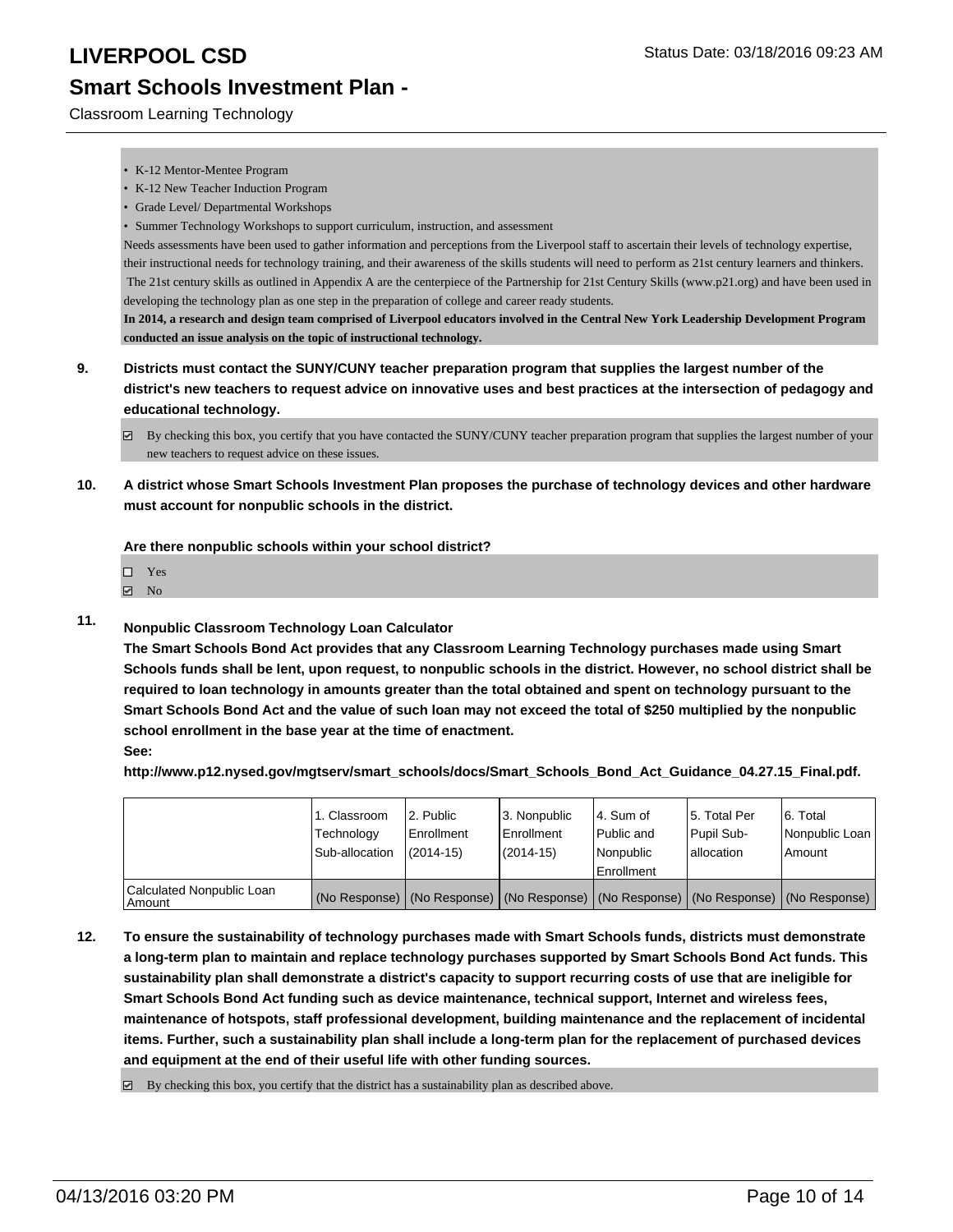- K-12 Mentor-Mentee Program
- K-12 New Teacher Induction Program
- Grade Level/ Departmental Workshops
- Summer Technology Workshops to support curriculum, instruction, and assessment

Needs assessments have been used to gather information and perceptions from the Liverpool staff to ascertain their levels of technology expertise, their instructional needs for technology training, and their awareness of the skills students will need to perform as 21st century learners and thinkers. The 21st century skills as outlined in Appendix A are the centerpiece of the Partnership for 21st Century Skills (www.p21.org) and have been used in developing the technology plan as one step in the preparation of college and career ready students.

**In 2014, a research and design team comprised of Liverpool educators involved in the Central New York Leadership Development Program conducted an issue analysis on the topic of instructional technology.**

**9. Districts must contact the SUNY/CUNY teacher preparation program that supplies the largest number of the district's new teachers to request advice on innovative uses and best practices at the intersection of pedagogy and educational technology.**

☑ By checking this box, you certify that you have contacted the SUNY/CUNY teacher preparation program that supplies the largest number of your new teachers to request advice on these issues.

**10. A district whose Smart Schools Investment Plan proposes the purchase of technology devices and other hardware must account for nonpublic schools in the district.**

**Are there nonpublic schools within your school district?**

☐ Yes
☑ No

**11. Nonpublic Classroom Technology Loan Calculator**

**The Smart Schools Bond Act provides that any Classroom Learning Technology purchases made using Smart Schools funds shall be lent, upon request, to nonpublic schools in the district. However, no school district shall be required to loan technology in amounts greater than the total obtained and spent on technology pursuant to the Smart Schools Bond Act and the value of such loan may not exceed the total of $250 multiplied by the nonpublic school enrollment in the base year at the time of enactment.**

**See:**

**http://www.p12.nysed.gov/mgtserv/smart_schools/docs/Smart_Schools_Bond_Act_Guidance_04.27.15_Final.pdf.**

| | 1. Classroom Technology Sub-allocation | 2. Public Enrollment (2014-15) | 3. Nonpublic Enrollment (2014-15) | 4. Sum of Public and Nonpublic Enrollment | 5. Total Per Pupil Sub-allocation | 6. Total Nonpublic Loan Amount |
|---|---|---|---|---|---|---|
| Calculated Nonpublic Loan Amount | (No Response) | (No Response) | (No Response) | (No Response) | (No Response) | (No Response) |

**12. To ensure the sustainability of technology purchases made with Smart Schools funds, districts must demonstrate a long-term plan to maintain and replace technology purchases supported by Smart Schools Bond Act funds. This sustainability plan shall demonstrate a district's capacity to support recurring costs of use that are ineligible for Smart Schools Bond Act funding such as device maintenance, technical support, Internet and wireless fees, maintenance of hotspots, staff professional development, building maintenance and the replacement of incidental items. Further, such a sustainability plan shall include a long-term plan for the replacement of purchased devices and equipment at the end of their useful life with other funding sources.**

☑ By checking this box, you certify that the district has a sustainability plan as described above.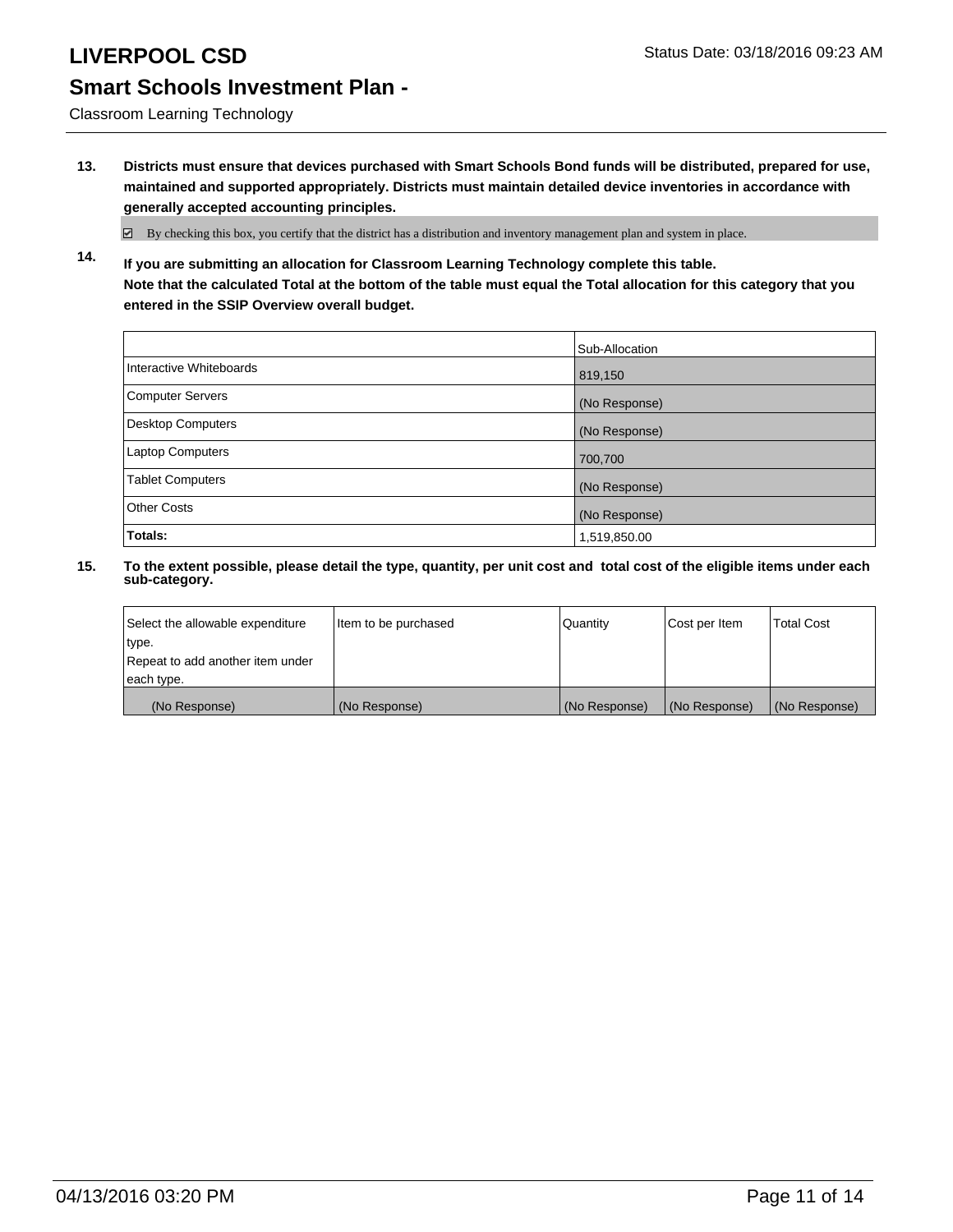# LIVERPOOL CSD

## Smart Schools Investment Plan -

Classroom Learning Technology

Status Date: 03/18/2016 09:23 AM

**13. Districts must ensure that devices purchased with Smart Schools Bond funds will be distributed, prepared for use, maintained and supported appropriately. Districts must maintain detailed device inventories in accordance with generally accepted accounting principles.**

☑ By checking this box, you certify that the district has a distribution and inventory management plan and system in place.

**14. If you are submitting an allocation for Classroom Learning Technology complete this table.**
**Note that the calculated Total at the bottom of the table must equal the Total allocation for this category that you entered in the SSIP Overview overall budget.**

| | Sub-Allocation |
|---|---|
| Interactive Whiteboards | 819,150 |
| Computer Servers | (No Response) |
| Desktop Computers | (No Response) |
| Laptop Computers | 700,700 |
| Tablet Computers | (No Response) |
| Other Costs | (No Response) |
| **Totals:** | 1,519,850.00 |

**15. To the extent possible, please detail the type, quantity, per unit cost and total cost of the eligible items under each sub-category.**

| Select the allowable expenditure type. Repeat to add another item under each type. | Item to be purchased | Quantity | Cost per Item | Total Cost |
|---|---|---|---|---|
| (No Response) | (No Response) | (No Response) | (No Response) | (No Response) |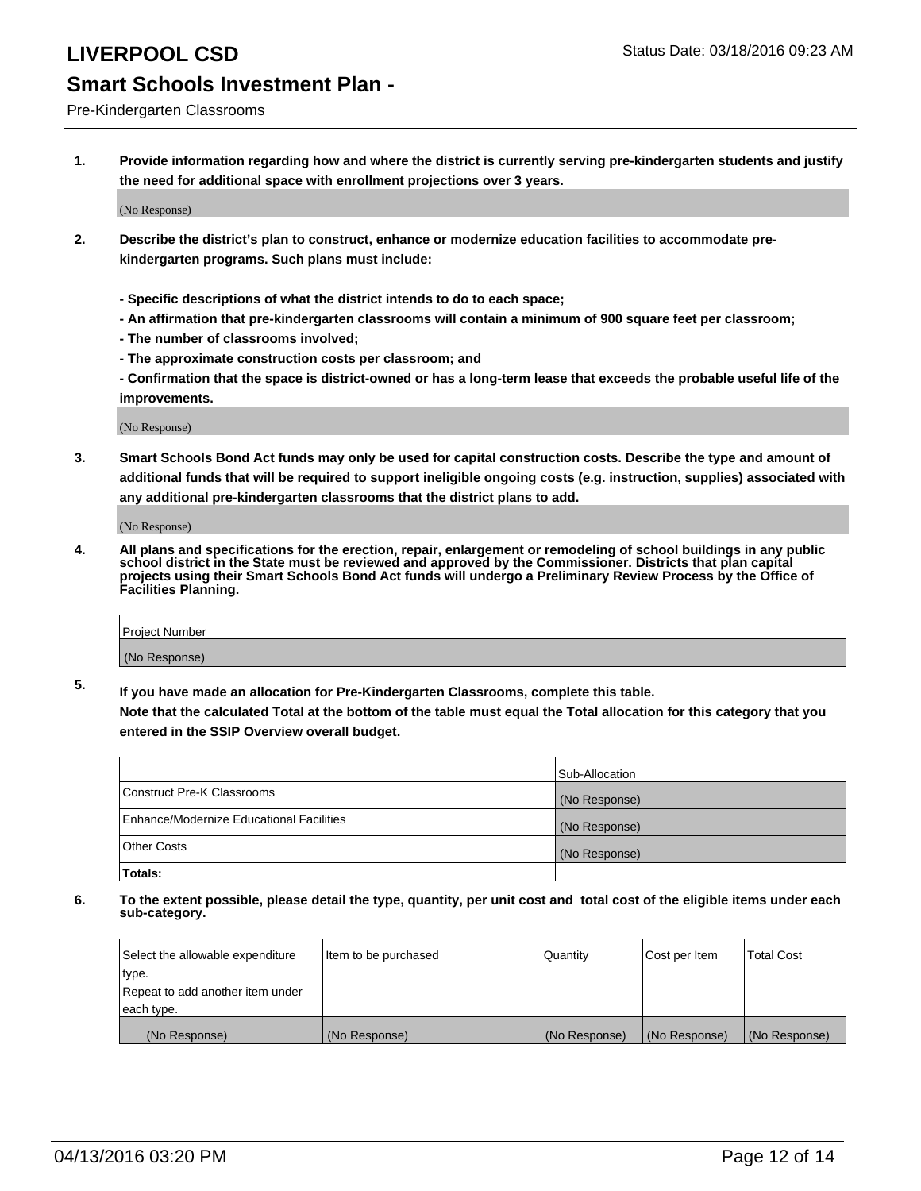# LIVERPOOL CSD

Status Date: 03/18/2016 09:23 AM

## Smart Schools Investment Plan -

Pre-Kindergarten Classrooms

**1. Provide information regarding how and where the district is currently serving pre-kindergarten students and justify the need for additional space with enrollment projections over 3 years.**

(No Response)

**2. Describe the district's plan to construct, enhance or modernize education facilities to accommodate pre-kindergarten programs. Such plans must include:**

**- Specific descriptions of what the district intends to do to each space;**
**- An affirmation that pre-kindergarten classrooms will contain a minimum of 900 square feet per classroom;**
**- The number of classrooms involved;**
**- The approximate construction costs per classroom; and**
**- Confirmation that the space is district-owned or has a long-term lease that exceeds the probable useful life of the improvements.**

(No Response)

**3. Smart Schools Bond Act funds may only be used for capital construction costs. Describe the type and amount of additional funds that will be required to support ineligible ongoing costs (e.g. instruction, supplies) associated with any additional pre-kindergarten classrooms that the district plans to add.**

(No Response)

**4. All plans and specifications for the erection, repair, enlargement or remodeling of school buildings in any public school district in the State must be reviewed and approved by the Commissioner. Districts that plan capital projects using their Smart Schools Bond Act funds will undergo a Preliminary Review Process by the Office of Facilities Planning.**

| Project Number |
| --- |
| (No Response) |

**5. If you have made an allocation for Pre-Kindergarten Classrooms, complete this table. Note that the calculated Total at the bottom of the table must equal the Total allocation for this category that you entered in the SSIP Overview overall budget.**

| | Sub-Allocation |
| --- | --- |
| Construct Pre-K Classrooms | (No Response) |
| Enhance/Modernize Educational Facilities | (No Response) |
| Other Costs | (No Response) |
| **Totals:** | |

**6. To the extent possible, please detail the type, quantity, per unit cost and total cost of the eligible items under each sub-category.**

| Select the allowable expenditure type. Repeat to add another item under each type. | Item to be purchased | Quantity | Cost per Item | Total Cost |
| --- | --- | --- | --- | --- |
| (No Response) | (No Response) | (No Response) | (No Response) | (No Response) |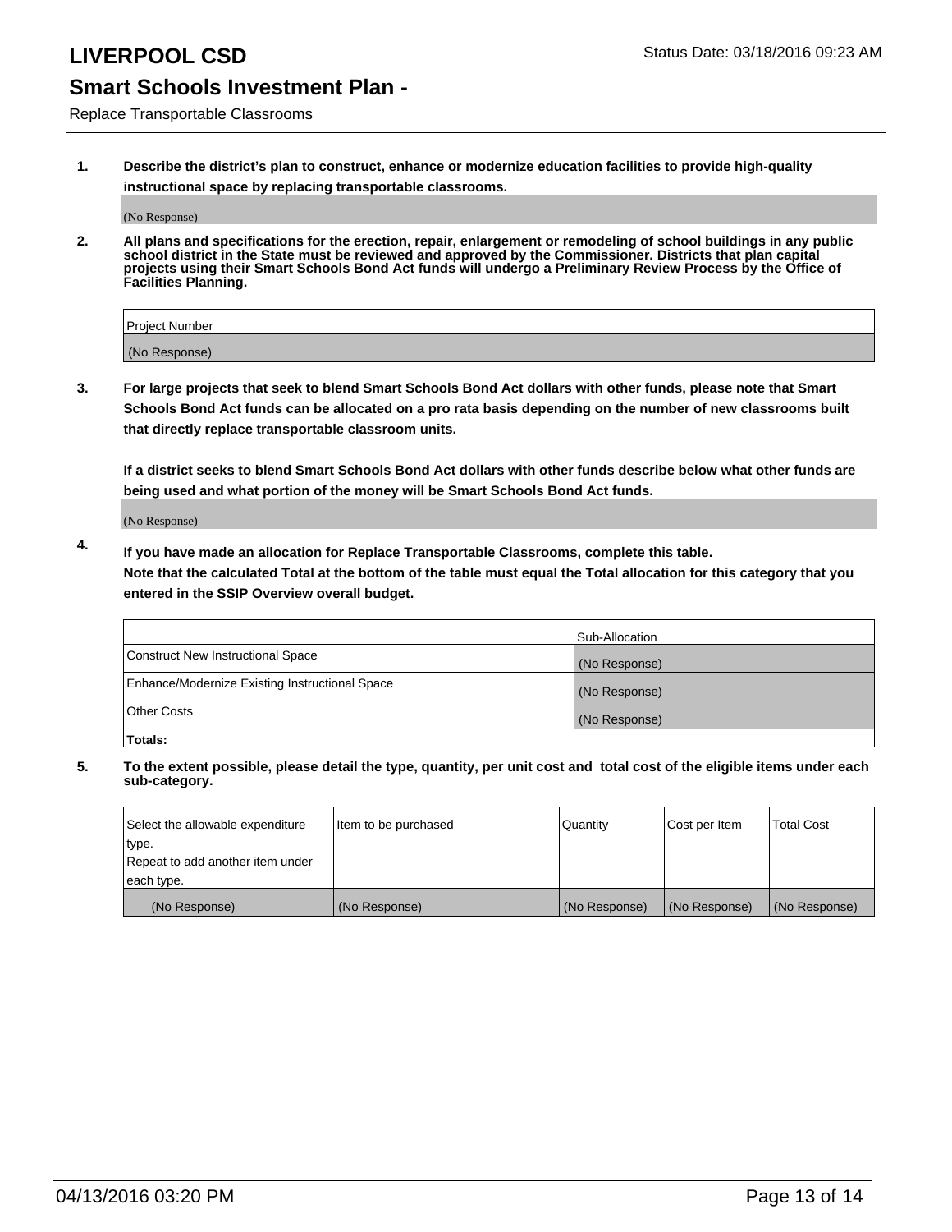# LIVERPOOL CSD

Status Date: 03/18/2016 09:23 AM

## Smart Schools Investment Plan -

Replace Transportable Classrooms

**1. Describe the district's plan to construct, enhance or modernize education facilities to provide high-quality instructional space by replacing transportable classrooms.**

(No Response)

**2. All plans and specifications for the erection, repair, enlargement or remodeling of school buildings in any public school district in the State must be reviewed and approved by the Commissioner. Districts that plan capital projects using their Smart Schools Bond Act funds will undergo a Preliminary Review Process by the Office of Facilities Planning.**

| Project Number |
|---|
| (No Response) |

**3. For large projects that seek to blend Smart Schools Bond Act dollars with other funds, please note that Smart Schools Bond Act funds can be allocated on a pro rata basis depending on the number of new classrooms built that directly replace transportable classroom units.**

**If a district seeks to blend Smart Schools Bond Act dollars with other funds describe below what other funds are being used and what portion of the money will be Smart Schools Bond Act funds.**

(No Response)

**4. If you have made an allocation for Replace Transportable Classrooms, complete this table. Note that the calculated Total at the bottom of the table must equal the Total allocation for this category that you entered in the SSIP Overview overall budget.**

| | Sub-Allocation |
|---|---|
| Construct New Instructional Space | (No Response) |
| Enhance/Modernize Existing Instructional Space | (No Response) |
| Other Costs | (No Response) |
| **Totals:** | |

**5. To the extent possible, please detail the type, quantity, per unit cost and total cost of the eligible items under each sub-category.**

| Select the allowable expenditure type. Repeat to add another item under each type. | Item to be purchased | Quantity | Cost per Item | Total Cost |
|---|---|---|---|---|
| (No Response) | (No Response) | (No Response) | (No Response) | (No Response) |

04/13/2016 03:20 PM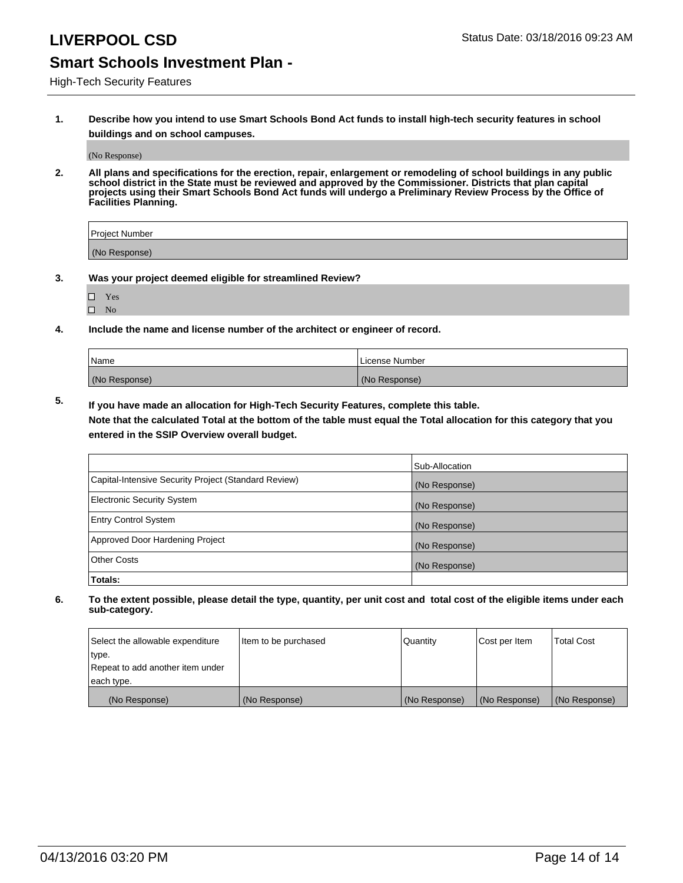# LIVERPOOL CSD

Status Date: 03/18/2016 09:23 AM

## Smart Schools Investment Plan -

High-Tech Security Features

**1. Describe how you intend to use Smart Schools Bond Act funds to install high-tech security features in school buildings and on school campuses.**

(No Response)

**2. All plans and specifications for the erection, repair, enlargement or remodeling of school buildings in any public school district in the State must be reviewed and approved by the Commissioner. Districts that plan capital projects using their Smart Schools Bond Act funds will undergo a Preliminary Review Process by the Office of Facilities Planning.**

| Project Number |
|---|
| (No Response) |

**3. Was your project deemed eligible for streamlined Review?**

☐ Yes
☐ No

**4. Include the name and license number of the architect or engineer of record.**

| Name | License Number |
|---|---|
| (No Response) | (No Response) |

**5. If you have made an allocation for High-Tech Security Features, complete this table.**
**Note that the calculated Total at the bottom of the table must equal the Total allocation for this category that you entered in the SSIP Overview overall budget.**

| | Sub-Allocation |
|---|---|
| Capital-Intensive Security Project (Standard Review) | (No Response) |
| Electronic Security System | (No Response) |
| Entry Control System | (No Response) |
| Approved Door Hardening Project | (No Response) |
| Other Costs | (No Response) |
| **Totals:** | |

**6. To the extent possible, please detail the type, quantity, per unit cost and total cost of the eligible items under each sub-category.**

| Select the allowable expenditure type. Repeat to add another item under each type. | Item to be purchased | Quantity | Cost per Item | Total Cost |
|---|---|---|---|---|
| (No Response) | (No Response) | (No Response) | (No Response) | (No Response) |